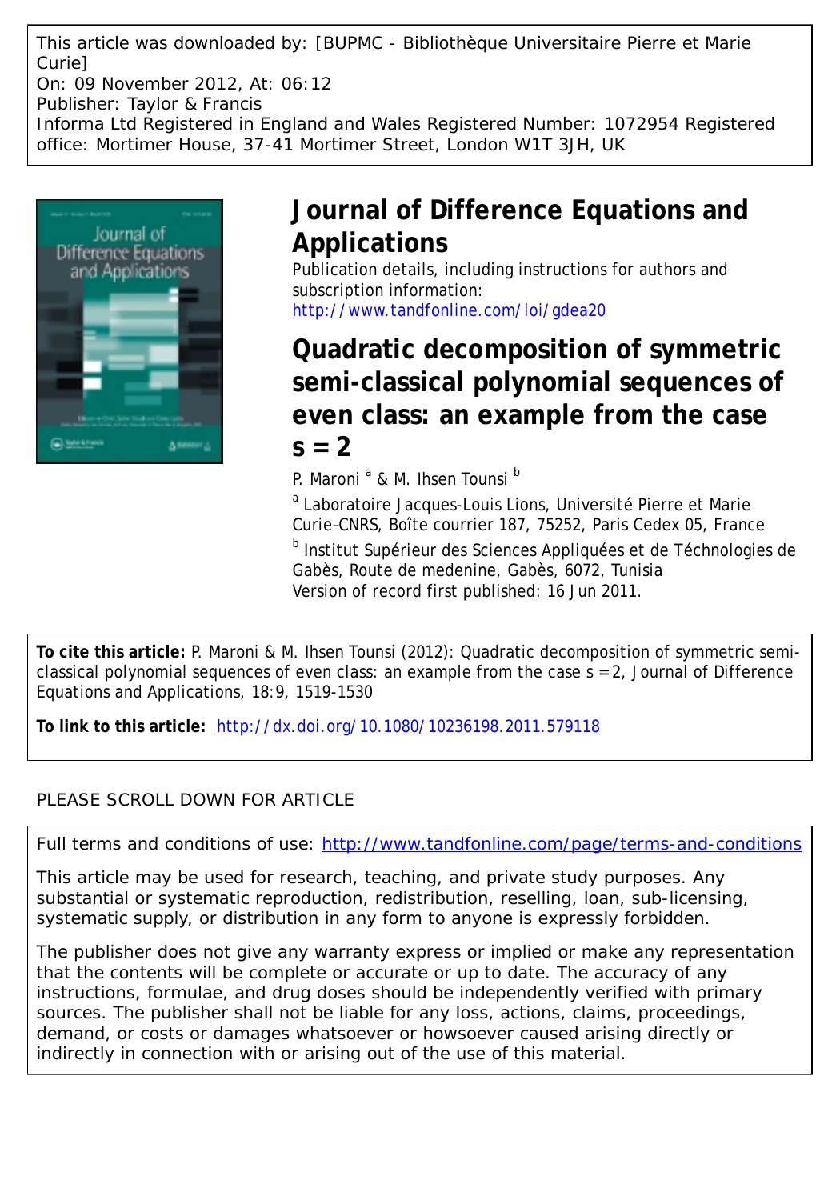This article was downloaded by: [BUPMC - Bibliothèque Universitaire Pierre et Marie Curie]
On: 09 November 2012, At: 06:12
Publisher: Taylor & Francis
Informa Ltd Registered in England and Wales Registered Number: 1072954 Registered office: Mortimer House, 37-41 Mortimer Street, London W1T 3JH, UK

# Journal of Difference Equations and Applications

Publication details, including instructions for authors and subscription information:
http://www.tandfonline.com/loi/gdea20

# Quadratic decomposition of symmetric semi-classical polynomial sequences of even class: an example from the case s = 2

P. Maroni [a] & M. Ihsen Tounsi [b]

[a] Laboratoire Jacques-Louis Lions, Université Pierre et Marie Curie–CNRS, Boîte courrier 187, 75252, Paris Cedex 05, France

[b] Institut Supérieur des Sciences Appliquées et de Téchnologies de Gabès, Route de medenine, Gabès, 6072, Tunisia

Version of record first published: 16 Jun 2011.

**To cite this article:** P. Maroni & M. Ihsen Tounsi (2012): Quadratic decomposition of symmetric semi-classical polynomial sequences of even class: an example from the case s = 2, Journal of Difference Equations and Applications, 18:9, 1519-1530

**To link to this article:** http://dx.doi.org/10.1080/10236198.2011.579118

PLEASE SCROLL DOWN FOR ARTICLE

Full terms and conditions of use: http://www.tandfonline.com/page/terms-and-conditions

This article may be used for research, teaching, and private study purposes. Any substantial or systematic reproduction, redistribution, reselling, loan, sub-licensing, systematic supply, or distribution in any form to anyone is expressly forbidden.

The publisher does not give any warranty express or implied or make any representation that the contents will be complete or accurate or up to date. The accuracy of any instructions, formulae, and drug doses should be independently verified with primary sources. The publisher shall not be liable for any loss, actions, claims, proceedings, demand, or costs or damages whatsoever or howsoever caused arising directly or indirectly in connection with or arising out of the use of this material.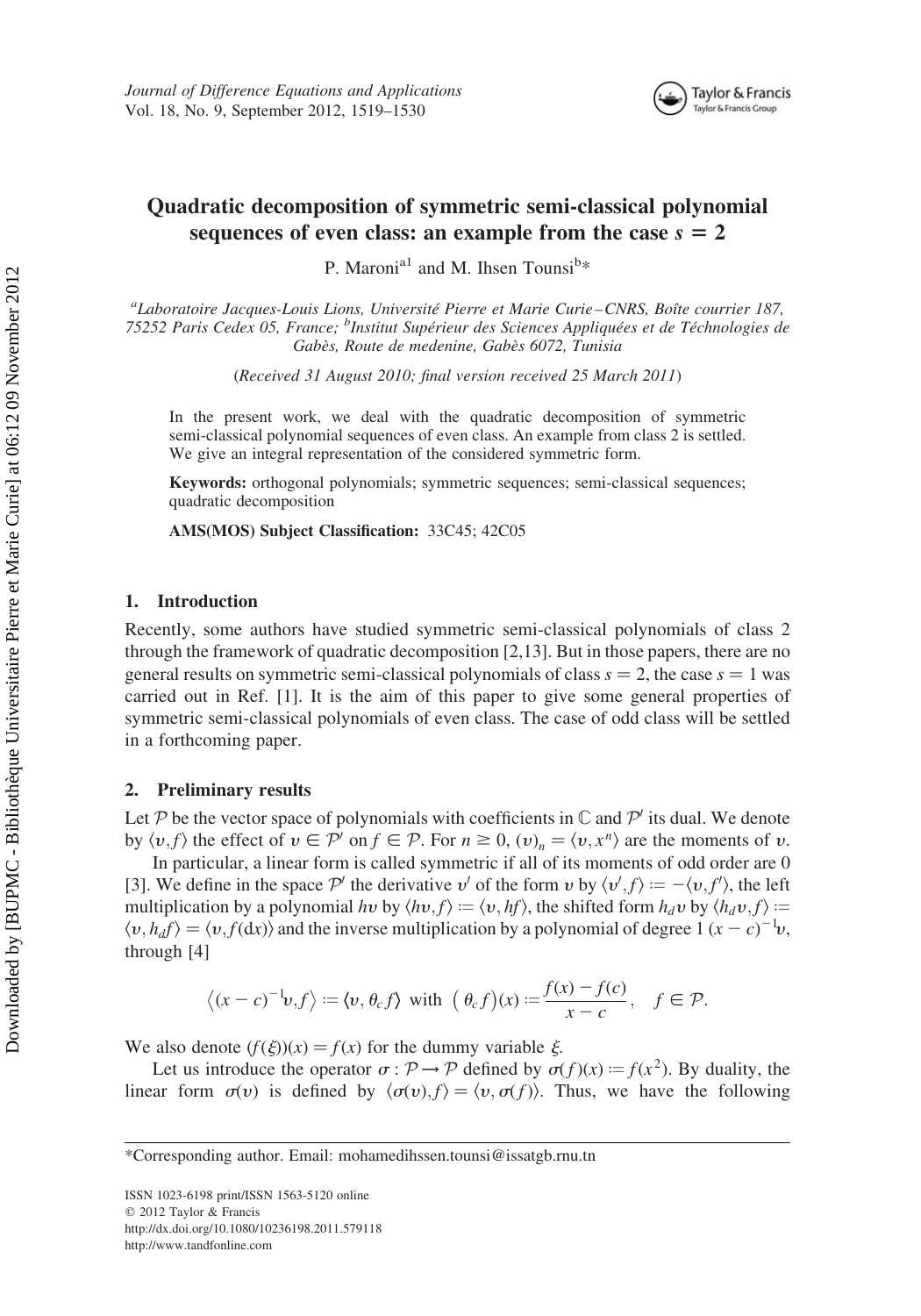# Quadratic decomposition of symmetric semi-classical polynomial sequences of even class: an example from the case $s = 2$

P. Maroni[a1] and M. Ihsen Tounsi[b*]

[a]Laboratoire Jacques-Louis Lions, Université Pierre et Marie Curie–CNRS, Boîte courrier 187, 75252 Paris Cedex 05, France; [b]Institut Supérieur des Sciences Appliquées et de Téchnologies de Gabès, Route de medenine, Gabès 6072, Tunisia

(Received 31 August 2010; final version received 25 March 2011)

In the present work, we deal with the quadratic decomposition of symmetric semi-classical polynomial sequences of even class. An example from class 2 is settled. We give an integral representation of the considered symmetric form.

**Keywords:** orthogonal polynomials; symmetric sequences; semi-classical sequences; quadratic decomposition

**AMS(MOS) Subject Classification:** 33C45; 42C05

## 1. Introduction

Recently, some authors have studied symmetric semi-classical polynomials of class 2 through the framework of quadratic decomposition [2,13]. But in those papers, there are no general results on symmetric semi-classical polynomials of class $s = 2$, the case $s = 1$ was carried out in Ref. [1]. It is the aim of this paper to give some general properties of symmetric semi-classical polynomials of even class. The case of odd class will be settled in a forthcoming paper.

## 2. Preliminary results

Let $\mathcal{P}$ be the vector space of polynomials with coefficients in $\mathbb{C}$ and $\mathcal{P}'$ its dual. We denote by $\langle v, f\rangle$ the effect of $v \in \mathcal{P}'$ on $f \in \mathcal{P}$. For $n \geq 0$, $(v)_n = \langle v, x^n\rangle$ are the moments of $v$.

In particular, a linear form is called symmetric if all of its moments of odd order are 0 [3]. We define in the space $\mathcal{P}'$ the derivative $v'$ of the form $v$ by $\langle v', f\rangle := -\langle v, f'\rangle$, the left multiplication by a polynomial $hv$ by $\langle hv, f\rangle := \langle v, hf\rangle$, the shifted form $h_d v$ by $\langle h_d v, f\rangle := \langle v, h_d f\rangle = \langle v, f(dx)\rangle$ and the inverse multiplication by a polynomial of degree 1 $(x-c)^{-1}v$, through [4]

$$\left\langle (x-c)^{-1}v, f\right\rangle := \langle v, \theta_c f\rangle \text{ with } \left(\theta_c f\right)(x) := \frac{f(x) - f(c)}{x - c}, \quad f \in \mathcal{P}.$$

We also denote $(f(\xi))(x) = f(x)$ for the dummy variable $\xi$.

Let us introduce the operator $\sigma : \mathcal{P} \to \mathcal{P}$ defined by $\sigma(f)(x) := f(x^2)$. By duality, the linear form $\sigma(v)$ is defined by $\langle \sigma(v), f\rangle = \langle v, \sigma(f)\rangle$. Thus, we have the following

*Corresponding author. Email: mohamedihssen.tounsi@issatgb.rnu.tn

ISSN 1023-6198 print/ISSN 1563-5120 online
© 2012 Taylor & Francis
http://dx.doi.org/10.1080/10236198.2011.579118
http://www.tandfonline.com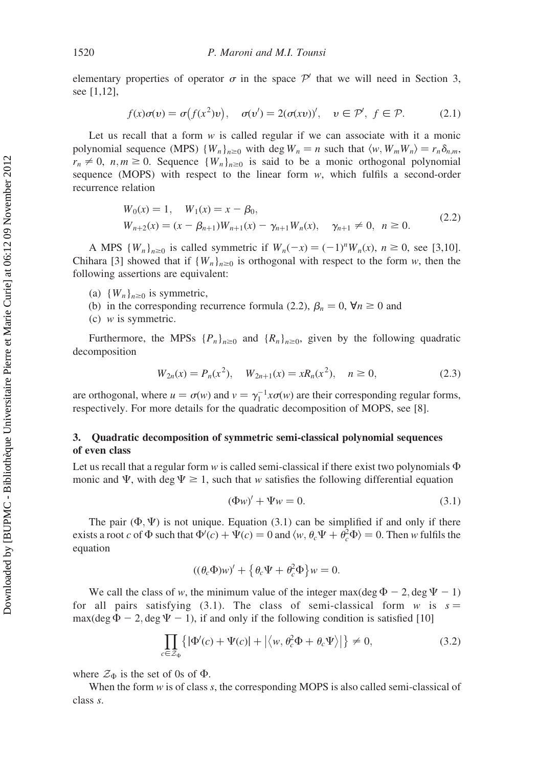elementary properties of operator $\sigma$ in the space $\mathcal{P}'$ that we will need in Section 3, see [1,12],

$$f(x)\sigma(v) = \sigma\big(f(x^2)v\big), \quad \sigma(v') = 2(\sigma(xv))', \quad v \in \mathcal{P}', \; f \in \mathcal{P}. \tag{2.1}$$

Let us recall that a form $w$ is called regular if we can associate with it a monic polynomial sequence (MPS) $\{W_n\}_{n\geq 0}$ with $\deg W_n = n$ such that $\langle w, W_m W_n \rangle = r_n \delta_{n,m}$, $r_n \neq 0$, $n, m \geq 0$. Sequence $\{W_n\}_{n\geq 0}$ is said to be a monic orthogonal polynomial sequence (MOPS) with respect to the linear form $w$, which fulfils a second-order recurrence relation

$$\begin{aligned}
&W_0(x) = 1, \quad W_1(x) = x - \beta_0, \\
&W_{n+2}(x) = (x - \beta_{n+1})W_{n+1}(x) - \gamma_{n+1}W_n(x), \quad \gamma_{n+1} \neq 0, \;\; n \geq 0.
\end{aligned} \tag{2.2}$$

A MPS $\{W_n\}_{n\geq 0}$ is called symmetric if $W_n(-x) = (-1)^n W_n(x)$, $n \geq 0$, see [3,10]. Chihara [3] showed that if $\{W_n\}_{n\geq 0}$ is orthogonal with respect to the form $w$, then the following assertions are equivalent:

(a) $\{W_n\}_{n\geq 0}$ is symmetric,
(b) in the corresponding recurrence formula (2.2), $\beta_n = 0$, $\forall n \geq 0$ and
(c) $w$ is symmetric.

Furthermore, the MPSs $\{P_n\}_{n\geq 0}$ and $\{R_n\}_{n\geq 0}$, given by the following quadratic decomposition

$$W_{2n}(x) = P_n(x^2), \quad W_{2n+1}(x) = xR_n(x^2), \quad n \geq 0, \tag{2.3}$$

are orthogonal, where $u = \sigma(w)$ and $v = \gamma_1^{-1}x\sigma(w)$ are their corresponding regular forms, respectively. For more details for the quadratic decomposition of MOPS, see [8].

## 3. Quadratic decomposition of symmetric semi-classical polynomial sequences of even class

Let us recall that a regular form $w$ is called semi-classical if there exist two polynomials $\Phi$ monic and $\Psi$, with $\deg \Psi \geq 1$, such that $w$ satisfies the following differential equation

$$(\Phi w)' + \Psi w = 0. \tag{3.1}$$

The pair $(\Phi, \Psi)$ is not unique. Equation (3.1) can be simplified if and only if there exists a root $c$ of $\Phi$ such that $\Phi'(c) + \Psi(c) = 0$ and $\langle w, \theta_c \Psi + \theta_c^2 \Phi \rangle = 0$. Then $w$ fulfils the equation

$$((\theta_c \Phi)w)' + \big\{\theta_c \Psi + \theta_c^2 \Phi\big\}w = 0.$$

We call the class of $w$, the minimum value of the integer $\max(\deg \Phi - 2, \deg \Psi - 1)$ for all pairs satisfying (3.1). The class of semi-classical form $w$ is $s = \max(\deg \Phi - 2, \deg \Psi - 1)$, if and only if the following condition is satisfied [10]

$$\prod_{c \in \mathcal{Z}_\Phi} \big\{|\Phi'(c) + \Psi(c)| + \big|\langle w, \theta_c^2 \Phi + \theta_c \Psi \rangle\big|\big\} \neq 0, \tag{3.2}$$

where $\mathcal{Z}_\Phi$ is the set of 0s of $\Phi$.

When the form $w$ is of class $s$, the corresponding MOPS is also called semi-classical of class $s$.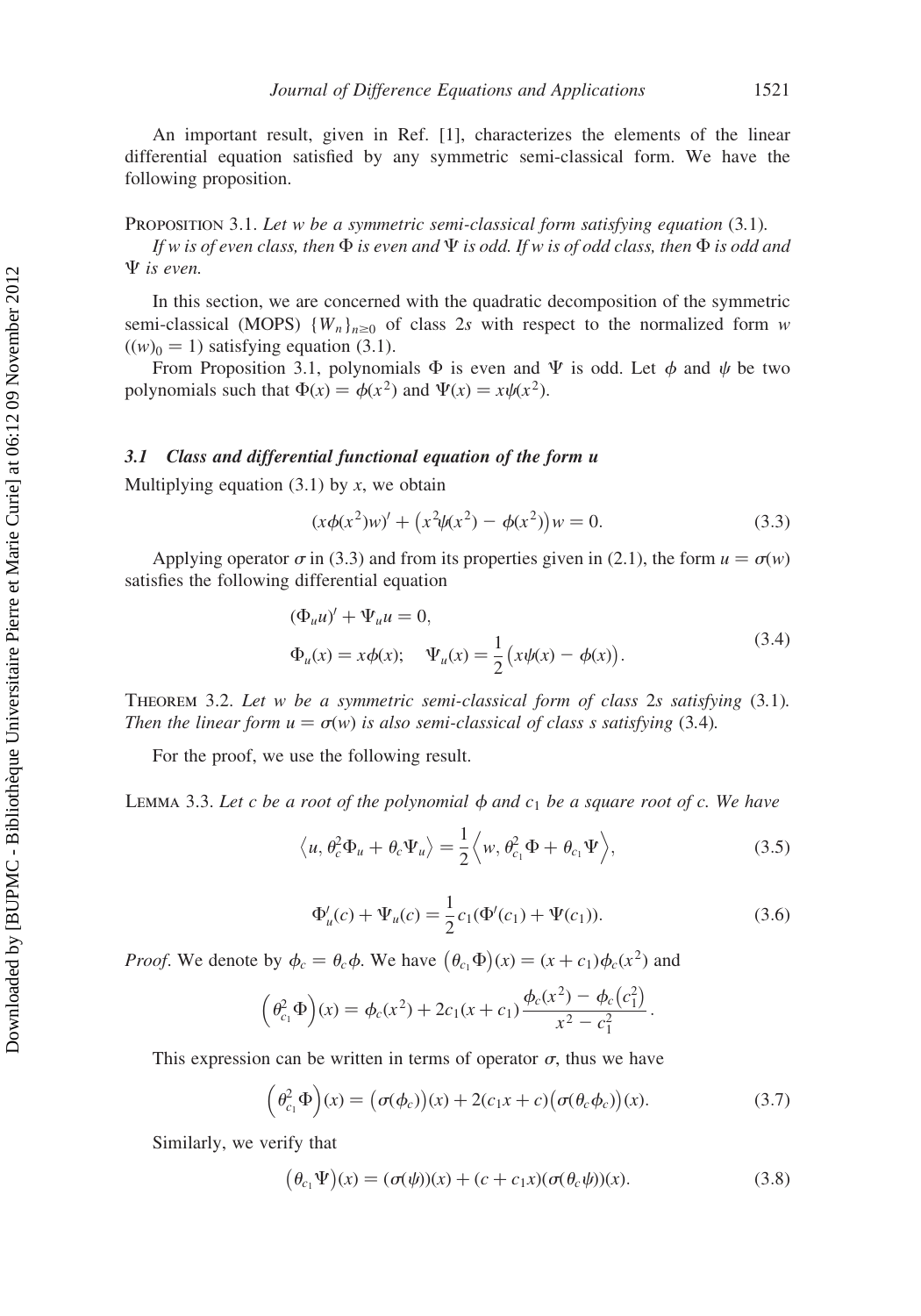An important result, given in Ref. [1], characterizes the elements of the linear differential equation satisfied by any symmetric semi-classical form. We have the following proposition.

Proposition 3.1. *Let $w$ be a symmetric semi-classical form satisfying equation* (3.1).

*If $w$ is of even class, then $\Phi$ is even and $\Psi$ is odd. If $w$ is of odd class, then $\Phi$ is odd and $\Psi$ is even.*

In this section, we are concerned with the quadratic decomposition of the symmetric semi-classical (MOPS) $\{W_n\}_{n\geq 0}$ of class $2s$ with respect to the normalized form $w$ $((w)_0 = 1)$ satisfying equation (3.1).

From Proposition 3.1, polynomials $\Phi$ is even and $\Psi$ is odd. Let $\phi$ and $\psi$ be two polynomials such that $\Phi(x) = \phi(x^2)$ and $\Psi(x) = x\psi(x^2)$.

### 3.1 Class and differential functional equation of the form u

Multiplying equation (3.1) by $x$, we obtain

$$(x\phi(x^2)w)' + \left(x^2\psi(x^2) - \phi(x^2)\right)w = 0. \tag{3.3}$$

Applying operator $\sigma$ in (3.3) and from its properties given in (2.1), the form $u = \sigma(w)$ satisfies the following differential equation

$$\begin{aligned}
&(\Phi_u u)' + \Psi_u u = 0, \\
&\Phi_u(x) = x\phi(x); \quad \Psi_u(x) = \frac{1}{2}\left(x\psi(x) - \phi(x)\right).
\end{aligned} \tag{3.4}$$

Theorem 3.2. *Let $w$ be a symmetric semi-classical form of class $2s$ satisfying* (3.1). *Then the linear form $u = \sigma(w)$ is also semi-classical of class $s$ satisfying* (3.4).

For the proof, we use the following result.

Lemma 3.3. *Let $c$ be a root of the polynomial $\phi$ and $c_1$ be a square root of $c$. We have*

$$\left\langle u, \theta_c^2\Phi_u + \theta_c\Psi_u\right\rangle = \frac{1}{2}\left\langle w, \theta_{c_1}^2\Phi + \theta_{c_1}\Psi\right\rangle, \tag{3.5}$$

$$\Phi_u'(c) + \Psi_u(c) = \frac{1}{2}c_1(\Phi'(c_1) + \Psi(c_1)). \tag{3.6}$$

*Proof*. We denote by $\phi_c = \theta_c\phi$. We have $\left(\theta_{c_1}\Phi\right)(x) = (x + c_1)\phi_c(x^2)$ and

$$\left(\theta_{c_1}^2\Phi\right)(x) = \phi_c(x^2) + 2c_1(x + c_1)\frac{\phi_c(x^2) - \phi_c\left(c_1^2\right)}{x^2 - c_1^2}.$$

This expression can be written in terms of operator $\sigma$, thus we have

$$\left(\theta_{c_1}^2\Phi\right)(x) = \left(\sigma(\phi_c)\right)(x) + 2(c_1x + c)\left(\sigma(\theta_c\phi_c)\right)(x). \tag{3.7}$$

Similarly, we verify that

$$\left(\theta_{c_1}\Psi\right)(x) = (\sigma(\psi))(x) + (c + c_1x)(\sigma(\theta_c\psi))(x). \tag{3.8}$$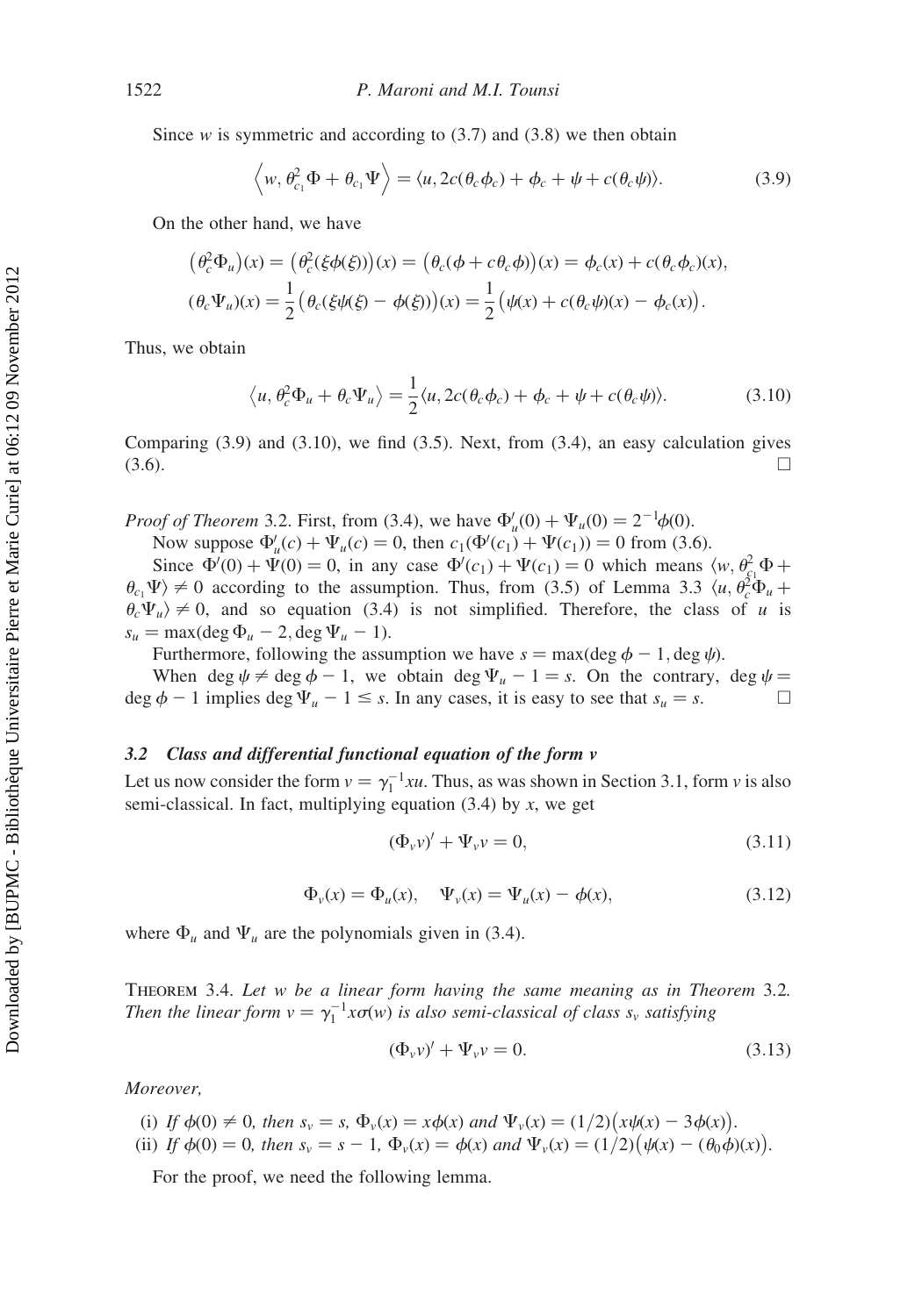Since $w$ is symmetric and according to (3.7) and (3.8) we then obtain

$$\left\langle w, \theta_{c_1}^2 \Phi + \theta_{c_1} \Psi \right\rangle = \langle u, 2c(\theta_c \phi_c) + \phi_c + \psi + c(\theta_c \psi) \rangle. \tag{3.9}$$

On the other hand, we have

$$\begin{aligned} \left(\theta_c^2 \Phi_u\right)(x) &= \left(\theta_c^2(\xi \phi(\xi))\right)(x) = \left(\theta_c(\phi + c\theta_c \phi)\right)(x) = \phi_c(x) + c(\theta_c \phi_c)(x), \\ (\theta_c \Psi_u)(x) &= \frac{1}{2}\left(\theta_c(\xi \psi(\xi) - \phi(\xi))\right)(x) = \frac{1}{2}\left(\psi(x) + c(\theta_c \psi)(x) - \phi_c(x)\right). \end{aligned}$$

Thus, we obtain

$$\left\langle u, \theta_c^2 \Phi_u + \theta_c \Psi_u \right\rangle = \frac{1}{2}\langle u, 2c(\theta_c \phi_c) + \phi_c + \psi + c(\theta_c \psi) \rangle. \tag{3.10}$$

Comparing (3.9) and (3.10), we find (3.5). Next, from (3.4), an easy calculation gives (3.6). $\square$

*Proof of Theorem* 3.2. First, from (3.4), we have $\Phi_u'(0) + \Psi_u(0) = 2^{-1}\phi(0)$.

Now suppose $\Phi_u'(c) + \Psi_u(c) = 0$, then $c_1(\Phi'(c_1) + \Psi(c_1)) = 0$ from (3.6).

Since $\Phi'(0) + \Psi(0) = 0$, in any case $\Phi'(c_1) + \Psi(c_1) = 0$ which means $\langle w, \theta_{c_1}^2 \Phi + \theta_{c_1} \Psi \rangle \neq 0$ according to the assumption. Thus, from (3.5) of Lemma 3.3 $\langle u, \theta_c^2 \Phi_u + \theta_c \Psi_u \rangle \neq 0$, and so equation (3.4) is not simplified. Therefore, the class of $u$ is $s_u = \max(\deg \Phi_u - 2, \deg \Psi_u - 1)$.

Furthermore, following the assumption we have $s = \max(\deg \phi - 1, \deg \psi)$.

When $\deg \psi \neq \deg \phi - 1$, we obtain $\deg \Psi_u - 1 = s$. On the contrary, $\deg \psi = \deg \phi - 1$ implies $\deg \Psi_u - 1 \leq s$. In any cases, it is easy to see that $s_u = s$. $\square$

### 3.2 Class and differential functional equation of the form $v$

Let us now consider the form $v = \gamma_1^{-1} x u$. Thus, as was shown in Section 3.1, form $v$ is also semi-classical. In fact, multiplying equation (3.4) by $x$, we get

$$(\Phi_v v)' + \Psi_v v = 0, \tag{3.11}$$

$$\Phi_v(x) = \Phi_u(x), \quad \Psi_v(x) = \Psi_u(x) - \phi(x), \tag{3.12}$$

where $\Phi_u$ and $\Psi_u$ are the polynomials given in (3.4).

THEOREM 3.4. *Let $w$ be a linear form having the same meaning as in Theorem 3.2. Then the linear form $v = \gamma_1^{-1} x \sigma(w)$ is also semi-classical of class $s_v$ satisfying*

$$(\Phi_v v)' + \Psi_v v = 0. \tag{3.13}$$

*Moreover,*

(i) *If $\phi(0) \neq 0$, then $s_v = s$, $\Phi_v(x) = x\phi(x)$ and $\Psi_v(x) = (1/2)\left(x\psi(x) - 3\phi(x)\right)$.*
(ii) *If $\phi(0) = 0$, then $s_v = s - 1$, $\Phi_v(x) = \phi(x)$ and $\Psi_v(x) = (1/2)\left(\psi(x) - (\theta_0 \phi)(x)\right)$.*

For the proof, we need the following lemma.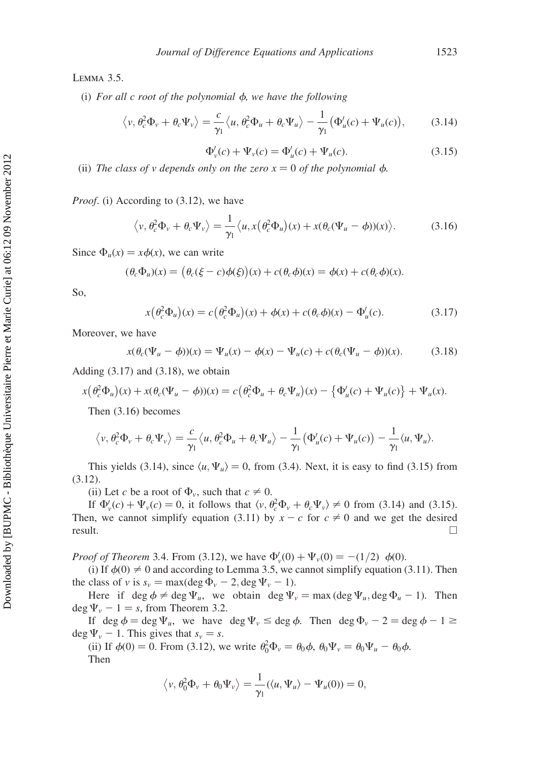Lemma 3.5.

(i) *For all c root of the polynomial $\phi$, we have the following*

$$\left\langle v, \theta_c^2 \Phi_v + \theta_c \Psi_v \right\rangle = \frac{c}{\gamma_1} \left\langle u, \theta_c^2 \Phi_u + \theta_c \Psi_u \right\rangle - \frac{1}{\gamma_1} \left( \Phi_u'(c) + \Psi_u(c) \right), \tag{3.14}$$

$$\Phi_v'(c) + \Psi_v(c) = \Phi_u'(c) + \Psi_u(c). \tag{3.15}$$

(ii) *The class of v depends only on the zero $x = 0$ of the polynomial $\phi$.*

*Proof.* (i) According to (3.12), we have

$$\left\langle v, \theta_c^2 \Phi_v + \theta_c \Psi_v \right\rangle = \frac{1}{\gamma_1} \left\langle u, x\left(\theta_c^2 \Phi_u\right)(x) + x(\theta_c(\Psi_u - \phi))(x) \right\rangle. \tag{3.16}$$

Since $\Phi_u(x) = x\phi(x)$, we can write

$$(\theta_c \Phi_u)(x) = \left(\theta_c(\xi - c)\phi(\xi)\right)(x) + c(\theta_c \phi)(x) = \phi(x) + c(\theta_c \phi)(x).$$

So,

$$x\left(\theta_c^2 \Phi_u\right)(x) = c\left(\theta_c^2 \Phi_u\right)(x) + \phi(x) + c(\theta_c \phi)(x) - \Phi_u'(c). \tag{3.17}$$

Moreover, we have

$$x(\theta_c(\Psi_u - \phi))(x) = \Psi_u(x) - \phi(x) - \Psi_u(c) + c(\theta_c(\Psi_u - \phi))(x). \tag{3.18}$$

Adding (3.17) and (3.18), we obtain

$$x\left(\theta_c^2 \Phi_u\right)(x) + x(\theta_c(\Psi_u - \phi))(x) = c\left(\theta_c^2 \Phi_u + \theta_c \Psi_u\right)(x) - \left\{\Phi_u'(c) + \Psi_u(c)\right\} + \Psi_u(x).$$

Then (3.16) becomes

$$\left\langle v, \theta_c^2 \Phi_v + \theta_c \Psi_v \right\rangle = \frac{c}{\gamma_1} \left\langle u, \theta_c^2 \Phi_u + \theta_c \Psi_u \right\rangle - \frac{1}{\gamma_1} \left( \Phi_u'(c) + \Psi_u(c) \right) - \frac{1}{\gamma_1} \langle u, \Psi_u \rangle.$$

This yields (3.14), since $\langle u, \Psi_u \rangle = 0$, from (3.4). Next, it is easy to find (3.15) from (3.12).

(ii) Let $c$ be a root of $\Phi_v$, such that $c \neq 0$.

If $\Phi_v'(c) + \Psi_v(c) = 0$, it follows that $\langle v, \theta_c^2 \Phi_v + \theta_c \Psi_v \rangle \neq 0$ from (3.14) and (3.15). Then, we cannot simplify equation (3.11) by $x - c$ for $c \neq 0$ and we get the desired result. □

*Proof of Theorem* 3.4. From (3.12), we have $\Phi_v'(0) + \Psi_v(0) = -(1/2)\ \phi(0)$.

(i) If $\phi(0) \neq 0$ and according to Lemma 3.5, we cannot simplify equation (3.11). Then the class of $v$ is $s_v = \max(\deg \Phi_v - 2, \deg \Psi_v - 1)$.

Here if $\deg \phi \neq \deg \Psi_u$, we obtain $\deg \Psi_v = \max(\deg \Psi_u, \deg \Phi_u - 1)$. Then $\deg \Psi_v - 1 = s$, from Theorem 3.2.

If $\deg \phi = \deg \Psi_u$, we have $\deg \Psi_v \leq \deg \phi$. Then $\deg \Phi_v - 2 = \deg \phi - 1 \geq \deg \Psi_v - 1$. This gives that $s_v = s$.

(ii) If $\phi(0) = 0$. From (3.12), we write $\theta_0^2 \Phi_v = \theta_0 \phi$, $\theta_0 \Psi_v = \theta_0 \Psi_u - \theta_0 \phi$.

Then

$$\left\langle v, \theta_0^2 \Phi_v + \theta_0 \Psi_v \right\rangle = \frac{1}{\gamma_1}(\langle u, \Psi_u \rangle - \Psi_u(0)) = 0,$$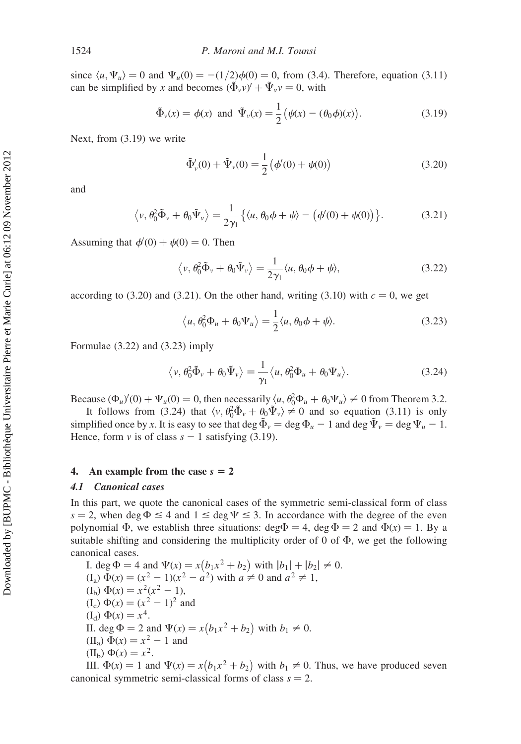since $\langle u, \Psi_u \rangle = 0$ and $\Psi_u(0) = -(1/2)\phi(0) = 0$, from (3.4). Therefore, equation (3.11) can be simplified by $x$ and becomes $(\tilde{\Phi}_v v)' + \tilde{\Psi}_v v = 0$, with

$$\tilde{\Phi}_v(x) = \phi(x) \text{ and } \tilde{\Psi}_v(x) = \frac{1}{2}\big(\psi(x) - (\theta_0\phi)(x)\big). \tag{3.19}$$

Next, from (3.19) we write

$$\tilde{\Phi}_v'(0) + \tilde{\Psi}_v(0) = \frac{1}{2}\big(\phi'(0) + \psi(0)\big) \tag{3.20}$$

and

$$\big\langle v, \theta_0^2\tilde{\Phi}_v + \theta_0\tilde{\Psi}_v \big\rangle = \frac{1}{2\gamma_1}\big\{\langle u, \theta_0\phi + \psi\rangle - \big(\phi'(0) + \psi(0)\big)\big\}. \tag{3.21}$$

Assuming that $\phi'(0) + \psi(0) = 0$. Then

$$\big\langle v, \theta_0^2\tilde{\Phi}_v + \theta_0\tilde{\Psi}_v \big\rangle = \frac{1}{2\gamma_1}\langle u, \theta_0\phi + \psi\rangle, \tag{3.22}$$

according to (3.20) and (3.21). On the other hand, writing (3.10) with $c = 0$, we get

$$\big\langle u, \theta_0^2\Phi_u + \theta_0\Psi_u \big\rangle = \frac{1}{2}\langle u, \theta_0\phi + \psi\rangle. \tag{3.23}$$

Formulae (3.22) and (3.23) imply

$$\big\langle v, \theta_0^2\tilde{\Phi}_v + \theta_0\tilde{\Psi}_v \big\rangle = \frac{1}{\gamma_1}\big\langle u, \theta_0^2\Phi_u + \theta_0\Psi_u \big\rangle. \tag{3.24}$$

Because $(\Phi_u)'(0) + \Psi_u(0) = 0$, then necessarily $\langle u, \theta_0^2\Phi_u + \theta_0\Psi_u\rangle \neq 0$ from Theorem 3.2.

It follows from (3.24) that $\langle v, \theta_0^2\tilde{\Phi}_v + \theta_0\tilde{\Psi}_v\rangle \neq 0$ and so equation (3.11) is only simplified once by $x$. It is easy to see that $\deg\tilde{\Phi}_v = \deg\Phi_u - 1$ and $\deg\tilde{\Psi}_v = \deg\Psi_u - 1$. Hence, form $v$ is of class $s - 1$ satisfying (3.19).

## 4. An example from the case $s = 2$

### 4.1 Canonical cases

In this part, we quote the canonical cases of the symmetric semi-classical form of class $s = 2$, when $\deg\Phi \leq 4$ and $1 \leq \deg\Psi \leq 3$. In accordance with the degree of the even polynomial $\Phi$, we establish three situations: $\deg\Phi = 4$, $\deg\Phi = 2$ and $\Phi(x) = 1$. By a suitable shifting and considering the multiplicity order of 0 of $\Phi$, we get the following canonical cases.

I. $\deg\Phi = 4$ and $\Psi(x) = x\big(b_1x^2 + b_2\big)$ with $|b_1| + |b_2| \neq 0$.

($\mathrm{I_a}$) $\Phi(x) = (x^2 - 1)(x^2 - a^2)$ with $a \neq 0$ and $a^2 \neq 1$,

($\mathrm{I_b}$) $\Phi(x) = x^2(x^2 - 1)$,

($\mathrm{I_c}$) $\Phi(x) = (x^2 - 1)^2$ and

($\mathrm{I_d}$) $\Phi(x) = x^4$.

II. $\deg\Phi = 2$ and $\Psi(x) = x\big(b_1x^2 + b_2\big)$ with $b_1 \neq 0$.

($\mathrm{II_a}$) $\Phi(x) = x^2 - 1$ and

($\mathrm{II_b}$) $\Phi(x) = x^2$.

III. $\Phi(x) = 1$ and $\Psi(x) = x\big(b_1x^2 + b_2\big)$ with $b_1 \neq 0$. Thus, we have produced seven canonical symmetric semi-classical forms of class $s = 2$.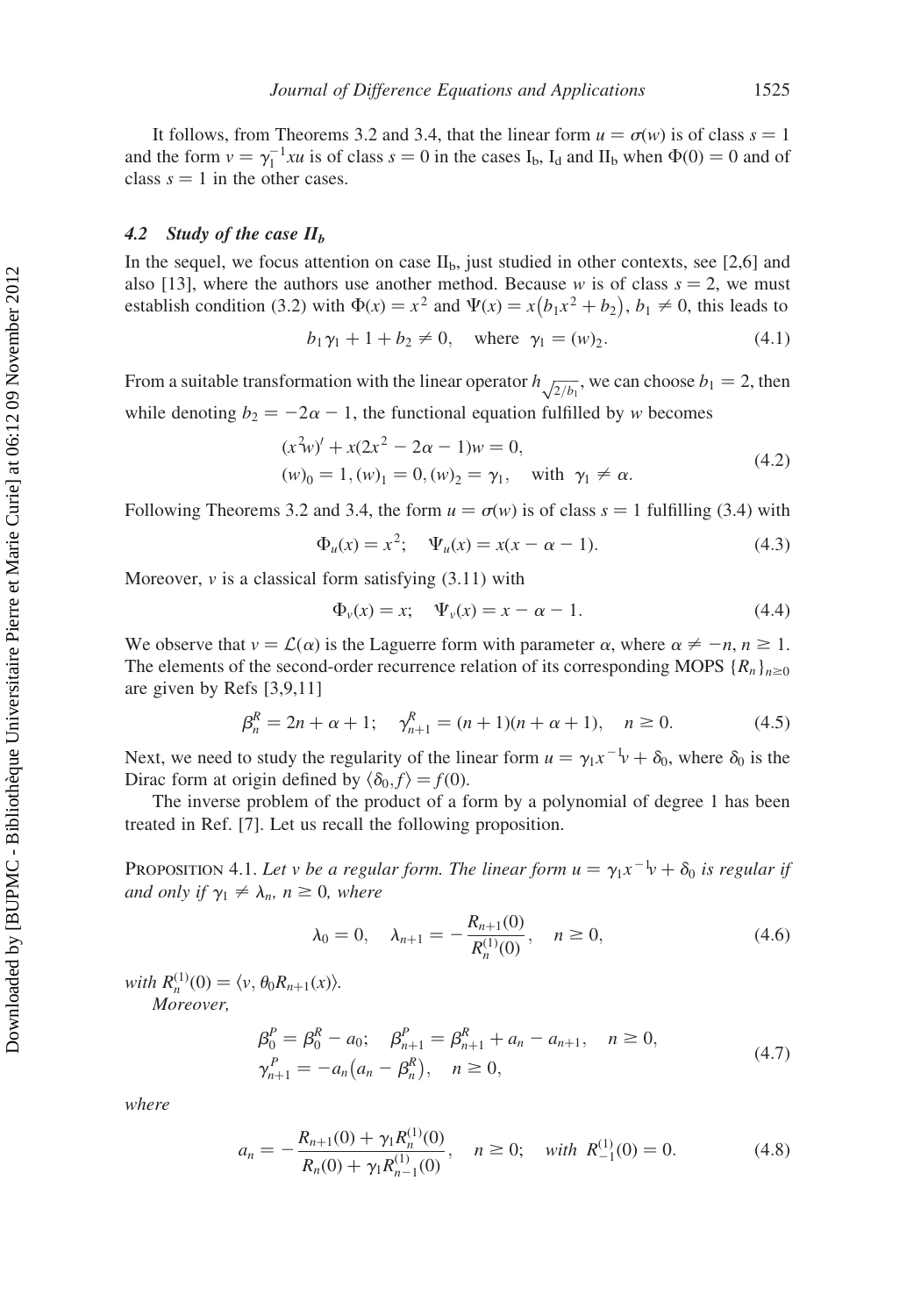It follows, from Theorems 3.2 and 3.4, that the linear form $u = \sigma(w)$ is of class $s = 1$ and the form $v = \gamma_1^{-1} x u$ is of class $s = 0$ in the cases $\mathrm{I_b}$, $\mathrm{I_d}$ and $\mathrm{II_b}$ when $\Phi(0) = 0$ and of class $s = 1$ in the other cases.

### *4.2 Study of the case $II_b$*

In the sequel, we focus attention on case $\mathrm{II_b}$, just studied in other contexts, see [2,6] and also [13], where the authors use another method. Because $w$ is of class $s = 2$, we must establish condition (3.2) with $\Phi(x) = x^2$ and $\Psi(x) = x(b_1 x^2 + b_2)$, $b_1 \neq 0$, this leads to

$$b_1 \gamma_1 + 1 + b_2 \neq 0, \quad \text{where} \;\; \gamma_1 = (w)_2. \tag{4.1}$$

From a suitable transformation with the linear operator $h_{\sqrt{2/b_1}}$, we can choose $b_1 = 2$, then while denoting $b_2 = -2\alpha - 1$, the functional equation fulfilled by $w$ becomes

$$\begin{aligned} &(x^2 w)' + x(2x^2 - 2\alpha - 1)w = 0, \\ &(w)_0 = 1, (w)_1 = 0, (w)_2 = \gamma_1, \quad \text{with} \;\; \gamma_1 \neq \alpha. \end{aligned} \tag{4.2}$$

Following Theorems 3.2 and 3.4, the form $u = \sigma(w)$ is of class $s = 1$ fulfilling (3.4) with

$$\Phi_u(x) = x^2; \quad \Psi_u(x) = x(x - \alpha - 1). \tag{4.3}$$

Moreover, $v$ is a classical form satisfying (3.11) with

$$\Phi_v(x) = x; \quad \Psi_v(x) = x - \alpha - 1. \tag{4.4}$$

We observe that $v = \mathcal{L}(\alpha)$ is the Laguerre form with parameter $\alpha$, where $\alpha \neq -n$, $n \geq 1$. The elements of the second-order recurrence relation of its corresponding MOPS $\{R_n\}_{n \geq 0}$ are given by Refs [3,9,11]

$$\beta_n^R = 2n + \alpha + 1; \quad \gamma_{n+1}^R = (n+1)(n + \alpha + 1), \quad n \geq 0. \tag{4.5}$$

Next, we need to study the regularity of the linear form $u = \gamma_1 x^{-1} v + \delta_0$, where $\delta_0$ is the Dirac form at origin defined by $\langle \delta_0, f \rangle = f(0)$.

The inverse problem of the product of a form by a polynomial of degree 1 has been treated in Ref. [7]. Let us recall the following proposition.

PROPOSITION 4.1. *Let $v$ be a regular form. The linear form $u = \gamma_1 x^{-1} v + \delta_0$ is regular if and only if $\gamma_1 \neq \lambda_n$, $n \geq 0$, where*

$$\lambda_0 = 0, \quad \lambda_{n+1} = -\frac{R_{n+1}(0)}{R_n^{(1)}(0)}, \quad n \geq 0, \tag{4.6}$$

*with $R_n^{(1)}(0) = \langle v, \theta_0 R_{n+1}(x) \rangle$.*

*Moreover,*

$$\begin{aligned} &\beta_0^P = \beta_0^R - a_0; \quad \beta_{n+1}^P = \beta_{n+1}^R + a_n - a_{n+1}, \quad n \geq 0, \\ &\gamma_{n+1}^P = -a_n (a_n - \beta_n^R), \quad n \geq 0, \end{aligned} \tag{4.7}$$

*where*

$$a_n = -\frac{R_{n+1}(0) + \gamma_1 R_n^{(1)}(0)}{R_n(0) + \gamma_1 R_{n-1}^{(1)}(0)}, \quad n \geq 0; \quad \textit{with} \;\; R_{-1}^{(1)}(0) = 0. \tag{4.8}$$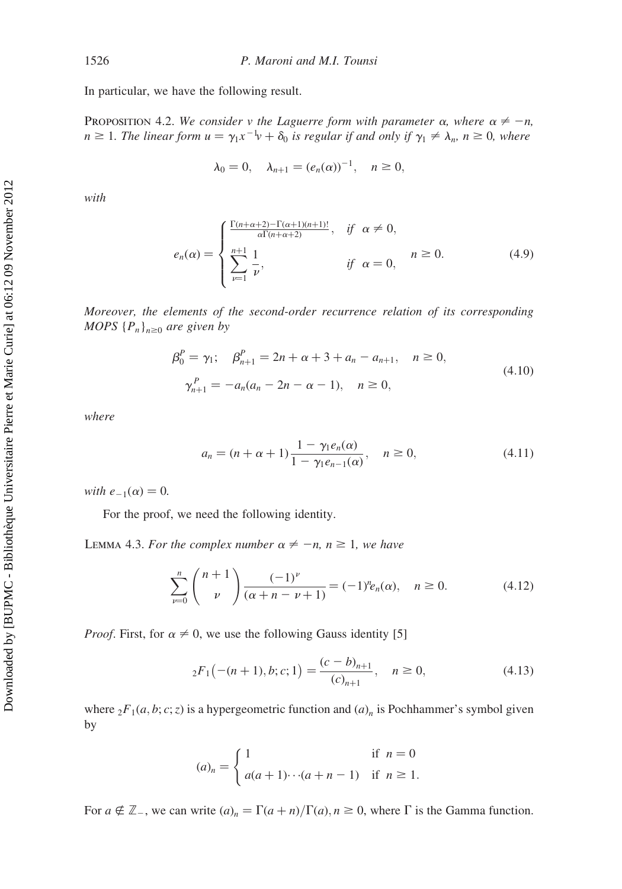In particular, we have the following result.

PROPOSITION 4.2. *We consider $v$ the Laguerre form with parameter $\alpha$, where $\alpha \neq -n$, $n \geq 1$. The linear form $u = \gamma_1 x^{-1} v + \delta_0$ is regular if and only if $\gamma_1 \neq \lambda_n$, $n \geq 0$, where*

$$\lambda_0 = 0, \quad \lambda_{n+1} = (e_n(\alpha))^{-1}, \quad n \geq 0,$$

*with*

$$e_n(\alpha) = \begin{cases} \frac{\Gamma(n+\alpha+2) - \Gamma(\alpha+1)(n+1)!}{\alpha \Gamma(n+\alpha+2)}, & \text{if } \alpha \neq 0, \\ \sum_{\nu=1}^{n+1} \frac{1}{\nu}, & \text{if } \alpha = 0, \end{cases} \quad n \geq 0. \tag{4.9}$$

*Moreover, the elements of the second-order recurrence relation of its corresponding MOPS $\{P_n\}_{n \geq 0}$ are given by*

$$\begin{aligned} \beta_0^P = \gamma_1; \quad \beta_{n+1}^P &= 2n + \alpha + 3 + a_n - a_{n+1}, \quad n \geq 0, \\ \gamma_{n+1}^P &= -a_n(a_n - 2n - \alpha - 1), \quad n \geq 0, \end{aligned} \tag{4.10}$$

*where*

$$a_n = (n + \alpha + 1) \frac{1 - \gamma_1 e_n(\alpha)}{1 - \gamma_1 e_{n-1}(\alpha)}, \quad n \geq 0, \tag{4.11}$$

*with $e_{-1}(\alpha) = 0$.*

For the proof, we need the following identity.

LEMMA 4.3. *For the complex number $\alpha \neq -n$, $n \geq 1$, we have*

$$\sum_{\nu=0}^{n} \binom{n+1}{\nu} \frac{(-1)^\nu}{(\alpha + n - \nu + 1)} = (-1)^n e_n(\alpha), \quad n \geq 0. \tag{4.12}$$

*Proof*. First, for $\alpha \neq 0$, we use the following Gauss identity [5]

$${}_2F_1\big(-(n+1), b; c; 1\big) = \frac{(c-b)_{n+1}}{(c)_{n+1}}, \quad n \geq 0, \tag{4.13}$$

where ${}_2F_1(a, b; c; z)$ is a hypergeometric function and $(a)_n$ is Pochhammer's symbol given by

$$(a)_n = \begin{cases} 1 & \text{if } n = 0 \\ a(a+1)\cdots(a+n-1) & \text{if } n \geq 1. \end{cases}$$

For $a \notin \mathbb{Z}_-$, we can write $(a)_n = \Gamma(a+n)/\Gamma(a)$, $n \geq 0$, where $\Gamma$ is the Gamma function.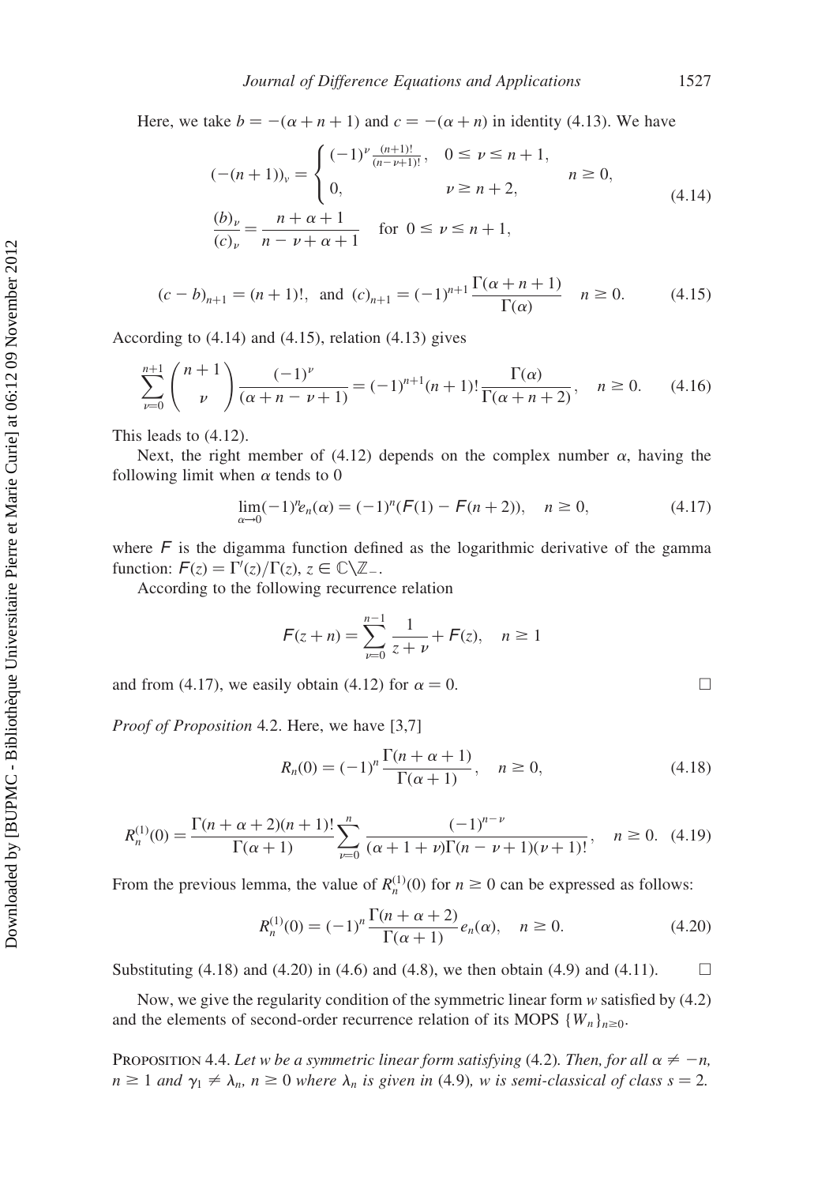Here, we take $b = -(\alpha + n + 1)$ and $c = -(\alpha + n)$ in identity (4.13). We have

$$
\begin{aligned}
&(-(n+1))_\nu = \begin{cases} (-1)^\nu \frac{(n+1)!}{(n-\nu+1)!}, & 0 \le \nu \le n+1, \\ 0, & \nu \ge n+2, \end{cases} \quad n \ge 0, \\
&\frac{(b)_\nu}{(c)_\nu} = \frac{n+\alpha+1}{n-\nu+\alpha+1} \quad \text{for } 0 \le \nu \le n+1,
\end{aligned} \tag{4.14}
$$

$$
(c-b)_{n+1} = (n+1)!, \ \text{ and } (c)_{n+1} = (-1)^{n+1} \frac{\Gamma(\alpha+n+1)}{\Gamma(\alpha)} \quad n \ge 0. \tag{4.15}
$$

According to (4.14) and (4.15), relation (4.13) gives

$$
\sum_{\nu=0}^{n+1} \binom{n+1}{\nu} \frac{(-1)^\nu}{(\alpha+n-\nu+1)} = (-1)^{n+1}(n+1)! \frac{\Gamma(\alpha)}{\Gamma(\alpha+n+2)}, \quad n \ge 0. \tag{4.16}
$$

This leads to (4.12).

Next, the right member of (4.12) depends on the complex number $\alpha$, having the following limit when $\alpha$ tends to 0

$$
\lim_{\alpha \to 0} (-1)^n e_n(\alpha) = (-1)^n (F(1) - F(n+2)), \quad n \ge 0, \tag{4.17}
$$

where $F$ is the digamma function defined as the logarithmic derivative of the gamma function: $F(z) = \Gamma'(z)/\Gamma(z)$, $z \in \mathbb{C} \backslash \mathbb{Z}_-$.

According to the following recurrence relation

$$
F(z+n) = \sum_{\nu=0}^{n-1} \frac{1}{z+\nu} + F(z), \quad n \ge 1
$$

and from (4.17), we easily obtain (4.12) for $\alpha = 0$. $\square$

*Proof of Proposition* 4.2. Here, we have [3,7]

$$
R_n(0) = (-1)^n \frac{\Gamma(n+\alpha+1)}{\Gamma(\alpha+1)}, \quad n \ge 0, \tag{4.18}
$$

$$
R_n^{(1)}(0) = \frac{\Gamma(n+\alpha+2)(n+1)!}{\Gamma(\alpha+1)} \sum_{\nu=0}^{n} \frac{(-1)^{n-\nu}}{(\alpha+1+\nu)\Gamma(n-\nu+1)(\nu+1)!}, \quad n \ge 0. \tag{4.19}
$$

From the previous lemma, the value of $R_n^{(1)}(0)$ for $n \ge 0$ can be expressed as follows:

$$
R_n^{(1)}(0) = (-1)^n \frac{\Gamma(n+\alpha+2)}{\Gamma(\alpha+1)} e_n(\alpha), \quad n \ge 0. \tag{4.20}
$$

Substituting (4.18) and (4.20) in (4.6) and (4.8), we then obtain (4.9) and (4.11). $\square$

Now, we give the regularity condition of the symmetric linear form $w$ satisfied by (4.2) and the elements of second-order recurrence relation of its MOPS $\{W_n\}_{n \ge 0}$.

PROPOSITION 4.4. *Let $w$ be a symmetric linear form satisfying* (4.2)*. Then, for all $\alpha \ne -n$, $n \ge 1$ and $\gamma_1 \ne \lambda_n$, $n \ge 0$ where $\lambda_n$ is given in* (4.9)*, $w$ is semi-classical of class $s = 2$.*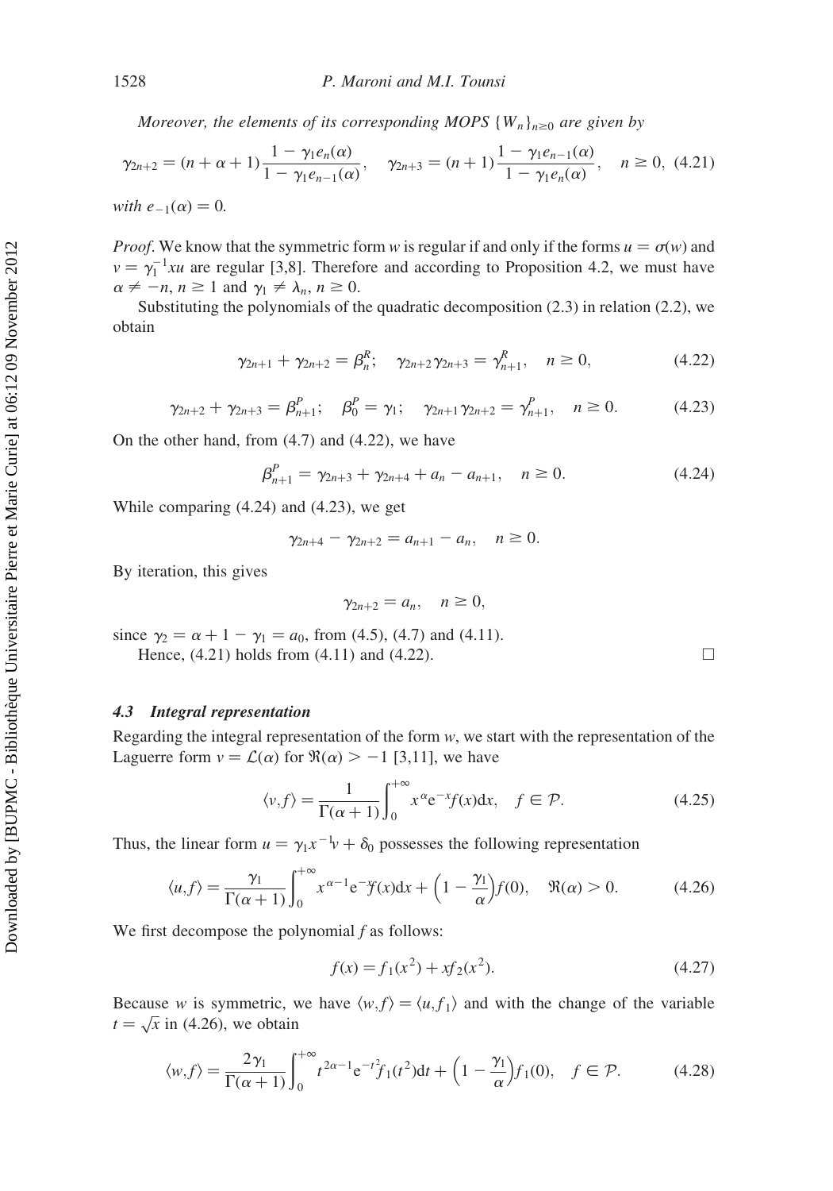*Moreover, the elements of its corresponding MOPS* $\{W_n\}_{n\geq 0}$ *are given by*

$$\gamma_{2n+2} = (n+\alpha+1)\frac{1-\gamma_1 e_n(\alpha)}{1-\gamma_1 e_{n-1}(\alpha)}, \quad \gamma_{2n+3} = (n+1)\frac{1-\gamma_1 e_{n-1}(\alpha)}{1-\gamma_1 e_n(\alpha)}, \quad n \geq 0, \tag{4.21}$$

*with* $e_{-1}(\alpha) = 0$.

*Proof*. We know that the symmetric form $w$ is regular if and only if the forms $u = \sigma(w)$ and $v = \gamma_1^{-1} xu$ are regular [3,8]. Therefore and according to Proposition 4.2, we must have $\alpha \neq -n$, $n \geq 1$ and $\gamma_1 \neq \lambda_n$, $n \geq 0$.

Substituting the polynomials of the quadratic decomposition (2.3) in relation (2.2), we obtain

$$\gamma_{2n+1} + \gamma_{2n+2} = \beta_n^R; \quad \gamma_{2n+2}\gamma_{2n+3} = \gamma_{n+1}^R, \quad n \geq 0, \tag{4.22}$$

$$\gamma_{2n+2} + \gamma_{2n+3} = \beta_{n+1}^P; \quad \beta_0^P = \gamma_1; \quad \gamma_{2n+1}\gamma_{2n+2} = \gamma_{n+1}^P, \quad n \geq 0. \tag{4.23}$$

On the other hand, from (4.7) and (4.22), we have

$$\beta_{n+1}^P = \gamma_{2n+3} + \gamma_{2n+4} + a_n - a_{n+1}, \quad n \geq 0. \tag{4.24}$$

While comparing (4.24) and (4.23), we get

$$\gamma_{2n+4} - \gamma_{2n+2} = a_{n+1} - a_n, \quad n \geq 0.$$

By iteration, this gives

$$\gamma_{2n+2} = a_n, \quad n \geq 0,$$

since $\gamma_2 = \alpha + 1 - \gamma_1 = a_0$, from (4.5), (4.7) and (4.11).

Hence, (4.21) holds from (4.11) and (4.22). $\square$

### 4.3 Integral representation

Regarding the integral representation of the form $w$, we start with the representation of the Laguerre form $v = \mathcal{L}(\alpha)$ for $\Re(\alpha) > -1$ [3,11], we have

$$\langle v, f\rangle = \frac{1}{\Gamma(\alpha+1)}\int_0^{+\infty} x^{\alpha} e^{-x} f(x)dx, \quad f \in \mathcal{P}. \tag{4.25}$$

Thus, the linear form $u = \gamma_1 x^{-1} v + \delta_0$ possesses the following representation

$$\langle u, f\rangle = \frac{\gamma_1}{\Gamma(\alpha+1)}\int_0^{+\infty} x^{\alpha-1} e^{-x} f(x)dx + \left(1 - \frac{\gamma_1}{\alpha}\right) f(0), \quad \Re(\alpha) > 0. \tag{4.26}$$

We first decompose the polynomial $f$ as follows:

$$f(x) = f_1(x^2) + x f_2(x^2). \tag{4.27}$$

Because $w$ is symmetric, we have $\langle w, f\rangle = \langle u, f_1\rangle$ and with the change of the variable $t = \sqrt{x}$ in (4.26), we obtain

$$\langle w, f\rangle = \frac{2\gamma_1}{\Gamma(\alpha+1)}\int_0^{+\infty} t^{2\alpha-1} e^{-t^2} f_1(t^2)dt + \left(1 - \frac{\gamma_1}{\alpha}\right) f_1(0), \quad f \in \mathcal{P}. \tag{4.28}$$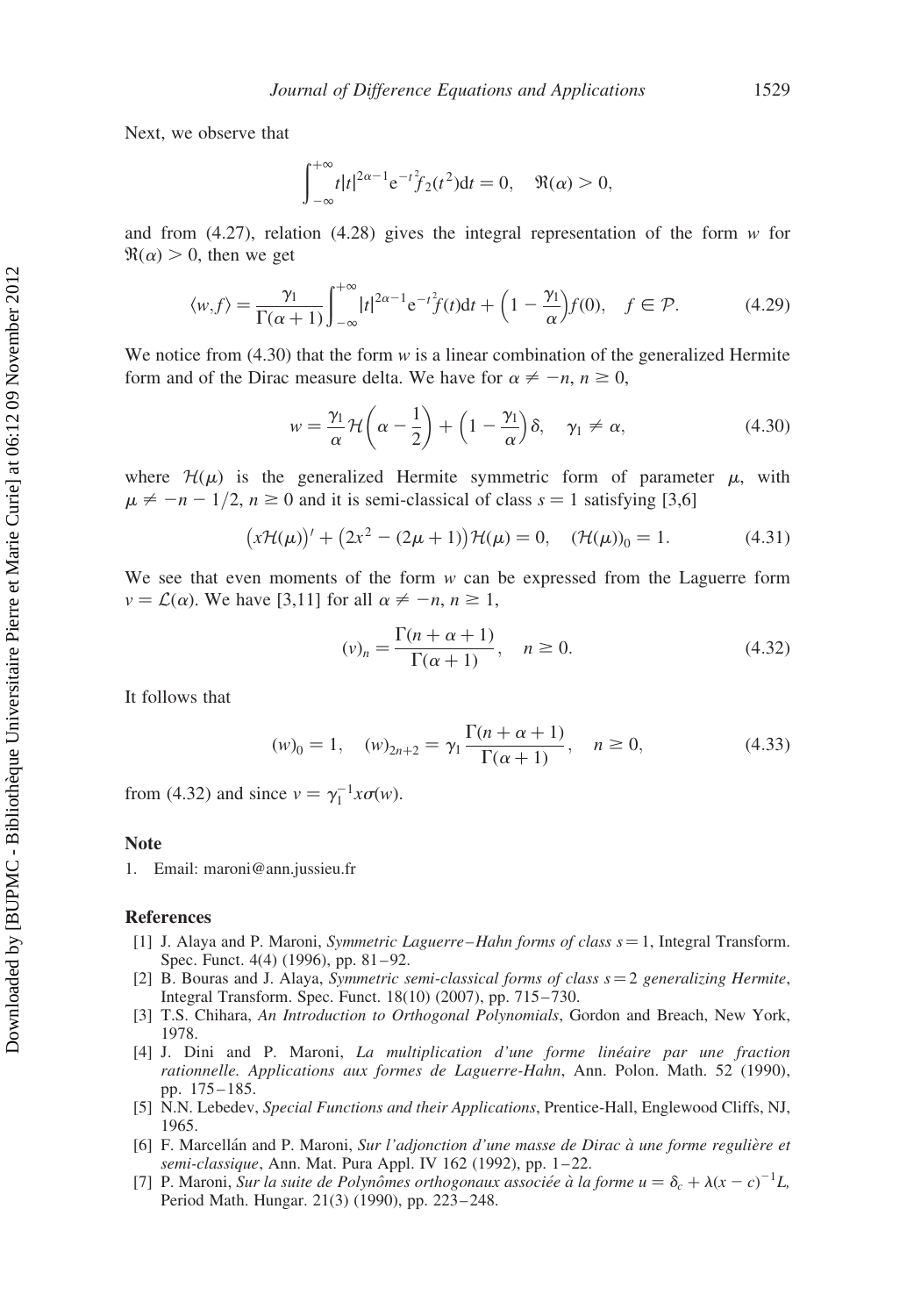Next, we observe that

$$\int_{-\infty}^{+\infty} t|t|^{2\alpha-1}\mathrm{e}^{-t^2}f_2(t^2)\mathrm{d}t = 0, \quad \Re(\alpha) > 0,$$

and from (4.27), relation (4.28) gives the integral representation of the form $w$ for $\Re(\alpha) > 0$, then we get

$$\langle w, f\rangle = \frac{\gamma_1}{\Gamma(\alpha+1)}\int_{-\infty}^{+\infty} |t|^{2\alpha-1}\mathrm{e}^{-t^2}f(t)\mathrm{d}t + \left(1 - \frac{\gamma_1}{\alpha}\right)f(0), \quad f \in \mathcal{P}. \tag{4.29}$$

We notice from (4.30) that the form $w$ is a linear combination of the generalized Hermite form and of the Dirac measure delta. We have for $\alpha \neq -n$, $n \geq 0$,

$$w = \frac{\gamma_1}{\alpha}\mathcal{H}\left(\alpha - \frac{1}{2}\right) + \left(1 - \frac{\gamma_1}{\alpha}\right)\delta, \quad \gamma_1 \neq \alpha, \tag{4.30}$$

where $\mathcal{H}(\mu)$ is the generalized Hermite symmetric form of parameter $\mu$, with $\mu \neq -n - 1/2$, $n \geq 0$ and it is semi-classical of class $s = 1$ satisfying [3,6]

$$\big(x\mathcal{H}(\mu)\big)' + \big(2x^2 - (2\mu + 1)\big)\mathcal{H}(\mu) = 0, \quad (\mathcal{H}(\mu))_0 = 1. \tag{4.31}$$

We see that even moments of the form $w$ can be expressed from the Laguerre form $v = \mathcal{L}(\alpha)$. We have [3,11] for all $\alpha \neq -n$, $n \geq 1$,

$$(v)_n = \frac{\Gamma(n + \alpha + 1)}{\Gamma(\alpha + 1)}, \quad n \geq 0. \tag{4.32}$$

It follows that

$$(w)_0 = 1, \quad (w)_{2n+2} = \gamma_1 \frac{\Gamma(n + \alpha + 1)}{\Gamma(\alpha + 1)}, \quad n \geq 0, \tag{4.33}$$

from (4.32) and since $v = \gamma_1^{-1}x\sigma(w)$.

## Note

1. Email: maroni@ann.jussieu.fr

## References

[1] J. Alaya and P. Maroni, *Symmetric Laguerre–Hahn forms of class s = 1*, Integral Transform. Spec. Funct. 4(4) (1996), pp. 81–92.

[2] B. Bouras and J. Alaya, *Symmetric semi-classical forms of class s = 2 generalizing Hermite*, Integral Transform. Spec. Funct. 18(10) (2007), pp. 715–730.

[3] T.S. Chihara, *An Introduction to Orthogonal Polynomials*, Gordon and Breach, New York, 1978.

[4] J. Dini and P. Maroni, *La multiplication d'une forme linéaire par une fraction rationnelle. Applications aux formes de Laguerre-Hahn*, Ann. Polon. Math. 52 (1990), pp. 175–185.

[5] N.N. Lebedev, *Special Functions and their Applications*, Prentice-Hall, Englewood Cliffs, NJ, 1965.

[6] F. Marcellán and P. Maroni, *Sur l'adjonction d'une masse de Dirac à une forme regulière et semi-classique*, Ann. Mat. Pura Appl. IV 162 (1992), pp. 1–22.

[7] P. Maroni, *Sur la suite de Polynômes orthogonaux associée à la forme $u = \delta_c + \lambda(x - c)^{-1}L$*, Period Math. Hungar. 21(3) (1990), pp. 223–248.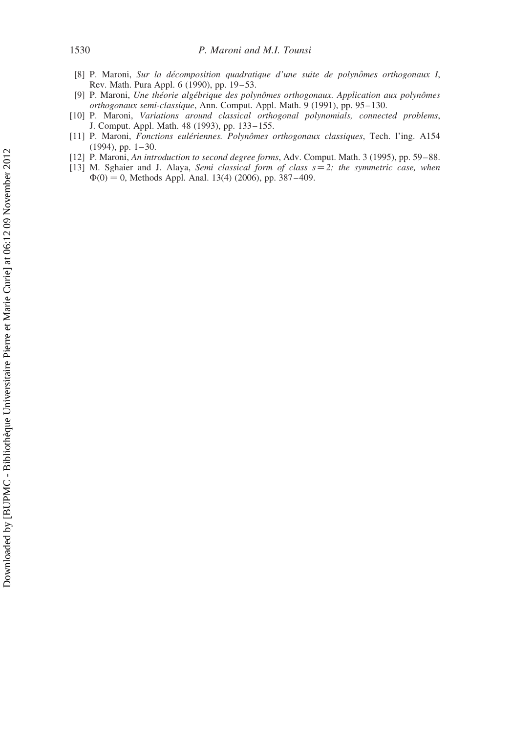[8] P. Maroni, *Sur la décomposition quadratique d'une suite de polynômes orthogonaux I*, Rev. Math. Pura Appl. 6 (1990), pp. 19–53.

[9] P. Maroni, *Une théorie algébrique des polynômes orthogonaux. Application aux polynômes orthogonaux semi-classique*, Ann. Comput. Appl. Math. 9 (1991), pp. 95–130.

[10] P. Maroni, *Variations around classical orthogonal polynomials, connected problems*, J. Comput. Appl. Math. 48 (1993), pp. 133–155.

[11] P. Maroni, *Fonctions eulériennes. Polynômes orthogonaux classiques*, Tech. l'ing. A154 (1994), pp. 1–30.

[12] P. Maroni, *An introduction to second degree forms*, Adv. Comput. Math. 3 (1995), pp. 59–88.

[13] M. Sghaier and J. Alaya, *Semi classical form of class $s = 2$; the symmetric case, when* $\Phi(0) = 0$, Methods Appl. Anal. 13(4) (2006), pp. 387–409.